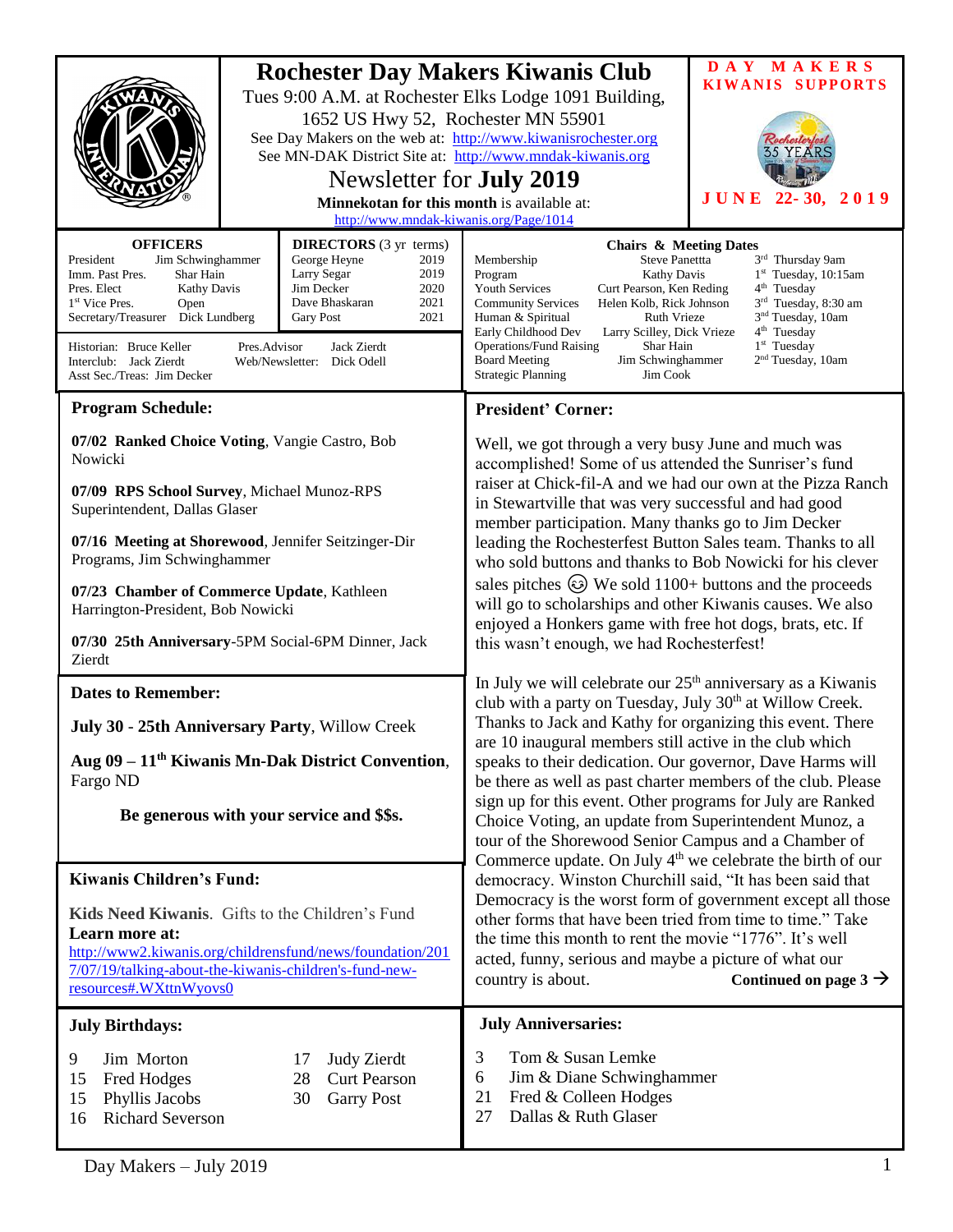# Rochester Day Makers Kiwanis Club

Tues 9:00 A.M. at Rochester Elks Lodge 1091 Building, 1652 US Hwy 52, Rochester MN 55901

See Day Makers on the web at: http://www.kiwanisrochester.org

See MN-DAK District Site at: http://www.mndak-kiwanis.org

## Newsletter for July 2019

**Minnekotan for this month** is available at: http://www.mndak-kiwanis.org/Page/1014

**DAY MAKERS KIWANIS SUPPORTS**

Rochesterfest 35 YEARS

**JUNE 22- 30, 2019**

| OFFICERS | |
|---|---|
| President | Jim Schwinghammer |
| Imm. Past Pres. | Shar Hain |
| Pres. Elect | Kathy Davis |
| 1st Vice Pres. | Open |
| Secretary/Treasurer | Dick Lundberg |

| DIRECTORS (3 yr terms) | |
|---|---|
| George Heyne | 2019 |
| Larry Segar | 2019 |
| Jim Decker | 2020 |
| Dave Bhaskaran | 2021 |
| Gary Post | 2021 |

Historian: Bruce Keller — Pres.Advisor: Jack Zierdt
Interclub: Jack Zierdt — Web/Newsletter: Dick Odell
Asst Sec./Treas: Jim Decker

| Chairs & Meeting Dates | | |
|---|---|---|
| Membership | Steve Panettta | 3rd Thursday 9am |
| Program | Kathy Davis | 1st Tuesday, 10:15am |
| Youth Services | Curt Pearson, Ken Reding | 4th Tuesday |
| Community Services | Helen Kolb, Rick Johnson | 3rd Tuesday, 8:30 am |
| Human & Spiritual | Ruth Vrieze | 3nd Tuesday, 10am |
| Early Childhood Dev | Larry Scilley, Dick Vrieze | 4th Tuesday |
| Operations/Fund Raising | Shar Hain | 1st Tuesday |
| Board Meeting | Jim Schwinghammer | 2nd Tuesday, 10am |
| Strategic Planning | Jim Cook | |

## Program Schedule:

**07/02 Ranked Choice Voting**, Vangie Castro, Bob Nowicki

**07/09 RPS School Survey**, Michael Munoz-RPS Superintendent, Dallas Glaser

**07/16 Meeting at Shorewood**, Jennifer Seitzinger-Dir Programs, Jim Schwinghammer

**07/23 Chamber of Commerce Update**, Kathleen Harrington-President, Bob Nowicki

**07/30 25th Anniversary**-5PM Social-6PM Dinner, Jack Zierdt

## Dates to Remember:

**July 30 - 25th Anniversary Party**, Willow Creek

**Aug 09 – 11th Kiwanis Mn-Dak District Convention**, Fargo ND

**Be generous with your service and $$s.**

## Kiwanis Children's Fund:

**Kids Need Kiwanis**. Gifts to the Children's Fund
**Learn more at:**
http://www2.kiwanis.org/childrensfund/news/foundation/2017/07/19/talking-about-the-kiwanis-children's-fund-new-resources#.WXttnWyovs0

## President' Corner:

Well, we got through a very busy June and much was accomplished! Some of us attended the Sunriser's fund raiser at Chick-fil-A and we had our own at the Pizza Ranch in Stewartville that was very successful and had good member participation. Many thanks go to Jim Decker leading the Rochesterfest Button Sales team. Thanks to all who sold buttons and thanks to Bob Nowicki for his clever sales pitches 😉 We sold 1100+ buttons and the proceeds will go to scholarships and other Kiwanis causes. We also enjoyed a Honkers game with free hot dogs, brats, etc. If this wasn't enough, we had Rochesterfest!

In July we will celebrate our 25th anniversary as a Kiwanis club with a party on Tuesday, July 30th at Willow Creek. Thanks to Jack and Kathy for organizing this event. There are 10 inaugural members still active in the club which speaks to their dedication. Our governor, Dave Harms will be there as well as past charter members of the club. Please sign up for this event. Other programs for July are Ranked Choice Voting, an update from Superintendent Munoz, a tour of the Shorewood Senior Campus and a Chamber of Commerce update. On July 4th we celebrate the birth of our democracy. Winston Churchill said, "It has been said that Democracy is the worst form of government except all those other forms that have been tried from time to time." Take the time this month to rent the movie "1776". It's well acted, funny, serious and maybe a picture of what our country is about. **Continued on page 3 →**

## July Birthdays:

- 9 Jim Morton
- 15 Fred Hodges
- 15 Phyllis Jacobs
- 16 Richard Severson
- 17 Judy Zierdt
- 28 Curt Pearson
- 30 Garry Post

## July Anniversaries:

- 3 Tom & Susan Lemke
- 6 Jim & Diane Schwinghammer
- 21 Fred & Colleen Hodges
- 27 Dallas & Ruth Glaser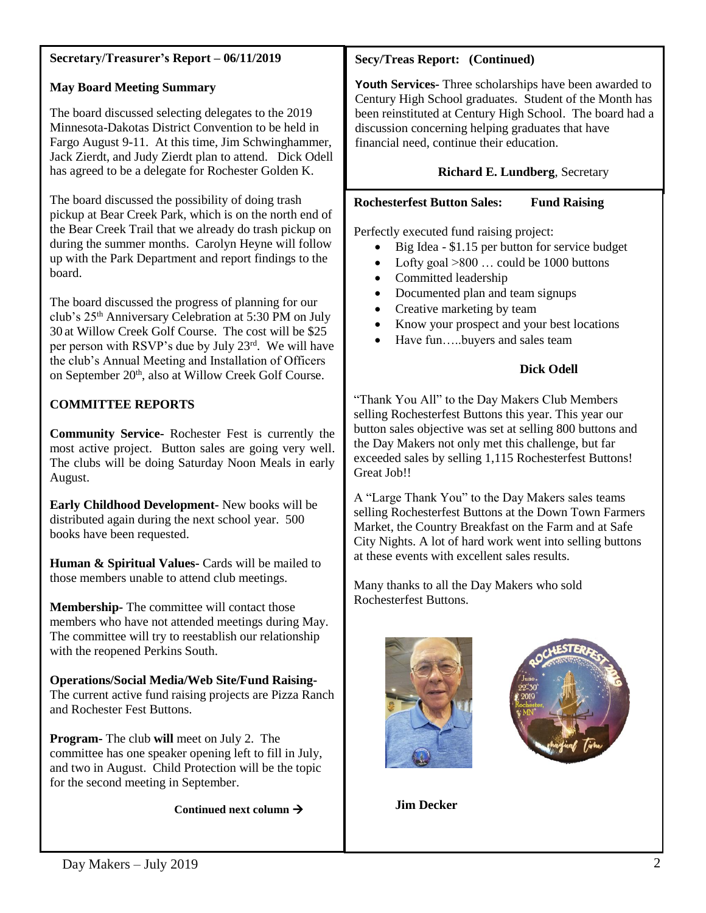**Secretary/Treasurer's Report – 06/11/2019**

**May Board Meeting Summary**

The board discussed selecting delegates to the 2019 Minnesota-Dakotas District Convention to be held in Fargo August 9-11. At this time, Jim Schwinghammer, Jack Zierdt, and Judy Zierdt plan to attend. Dick Odell has agreed to be a delegate for Rochester Golden K.

The board discussed the possibility of doing trash pickup at Bear Creek Park, which is on the north end of the Bear Creek Trail that we already do trash pickup on during the summer months. Carolyn Heyne will follow up with the Park Department and report findings to the board.

The board discussed the progress of planning for our club's 25th Anniversary Celebration at 5:30 PM on July 30 at Willow Creek Golf Course. The cost will be $25 per person with RSVP's due by July 23rd. We will have the club's Annual Meeting and Installation of Officers on September 20th, also at Willow Creek Golf Course.

**COMMITTEE REPORTS**

**Community Service-** Rochester Fest is currently the most active project. Button sales are going very well. The clubs will be doing Saturday Noon Meals in early August.

**Early Childhood Development-** New books will be distributed again during the next school year. 500 books have been requested.

**Human & Spiritual Values-** Cards will be mailed to those members unable to attend club meetings.

**Membership-** The committee will contact those members who have not attended meetings during May. The committee will try to reestablish our relationship with the reopened Perkins South.

**Operations/Social Media/Web Site/Fund Raising-** The current active fund raising projects are Pizza Ranch and Rochester Fest Buttons.

**Program-** The club **will** meet on July 2. The committee has one speaker opening left to fill in July, and two in August. Child Protection will be the topic for the second meeting in September.

**Secy/Treas Report: (Continued)**

**Youth Services-** Three scholarships have been awarded to Century High School graduates. Student of the Month has been reinstituted at Century High School. The board had a discussion concerning helping graduates that have financial need, continue their education.

**Richard E. Lundberg**, Secretary

**Rochesterfest Button Sales: Fund Raising**

Perfectly executed fund raising project:

- Big Idea - $1.15 per button for service budget
- Lofty goal >800 … could be 1000 buttons
- Committed leadership
- Documented plan and team signups
- Creative marketing by team
- Know your prospect and your best locations
- Have fun…..buyers and sales team

**Dick Odell**

"Thank You All" to the Day Makers Club Members selling Rochesterfest Buttons this year. This year our button sales objective was set at selling 800 buttons and the Day Makers not only met this challenge, but far exceeded sales by selling 1,115 Rochesterfest Buttons! Great Job!!

A "Large Thank You" to the Day Makers sales teams selling Rochesterfest Buttons at the Down Town Farmers Market, the Country Breakfast on the Farm and at Safe City Nights. A lot of hard work went into selling buttons at these events with excellent sales results.

Many thanks to all the Day Makers who sold Rochesterfest Buttons.

**Jim Decker**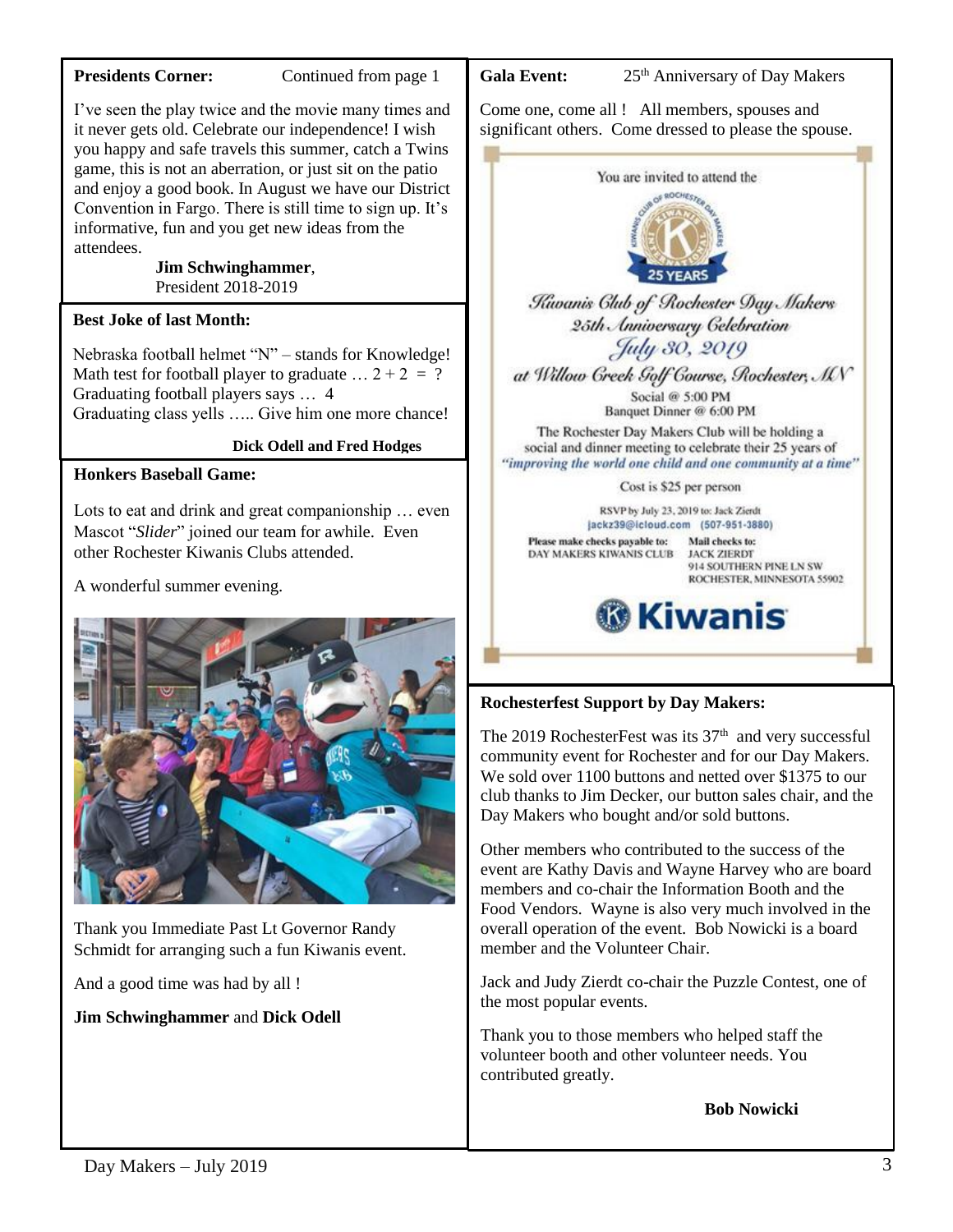**Presidents Corner:** Continued from page 1

I've seen the play twice and the movie many times and it never gets old. Celebrate our independence! I wish you happy and safe travels this summer, catch a Twins game, this is not an aberration, or just sit on the patio and enjoy a good book. In August we have our District Convention in Fargo. There is still time to sign up. It's informative, fun and you get new ideas from the attendees.

**Jim Schwinghammer**,
President 2018-2019

**Best Joke of last Month:**

Nebraska football helmet "N" – stands for Knowledge!
Math test for football player to graduate … 2 + 2 = ?
Graduating football players says … 4
Graduating class yells ….. Give him one more chance!

**Dick Odell and Fred Hodges**

**Honkers Baseball Game:**

Lots to eat and drink and great companionship … even Mascot "*Slider*" joined our team for awhile. Even other Rochester Kiwanis Clubs attended.

A wonderful summer evening.

Thank you Immediate Past Lt Governor Randy Schmidt for arranging such a fun Kiwanis event.

And a good time was had by all !

**Jim Schwinghammer** and **Dick Odell**

**Gala Event:** 25th Anniversary of Day Makers

Come one, come all ! All members, spouses and significant others. Come dressed to please the spouse.

You are invited to attend the

*Kiwanis Club of Rochester Day Makers*
*25th Anniversary Celebration*
*July 30, 2019*
*at Willow Creek Golf Course, Rochester, MN*

Social @ 5:00 PM
Banquet Dinner @ 6:00 PM

The Rochester Day Makers Club will be holding a social and dinner meeting to celebrate their 25 years of *"improving the world one child and one community at a time"*

Cost is $25 per person

RSVP by July 23, 2019 to: Jack Zierdt
jackz39@icloud.com (507-951-3880)

Please make checks payable to: DAY MAKERS KIWANIS CLUB

Mail checks to: JACK ZIERDT, 914 SOUTHERN PINE LN SW, ROCHESTER, MINNESOTA 55902

**Rochesterfest Support by Day Makers:**

The 2019 RochesterFest was its 37th and very successful community event for Rochester and for our Day Makers. We sold over 1100 buttons and netted over $1375 to our club thanks to Jim Decker, our button sales chair, and the Day Makers who bought and/or sold buttons.

Other members who contributed to the success of the event are Kathy Davis and Wayne Harvey who are board members and co-chair the Information Booth and the Food Vendors. Wayne is also very much involved in the overall operation of the event. Bob Nowicki is a board member and the Volunteer Chair.

Jack and Judy Zierdt co-chair the Puzzle Contest, one of the most popular events.

Thank you to those members who helped staff the volunteer booth and other volunteer needs. You contributed greatly.

**Bob Nowicki**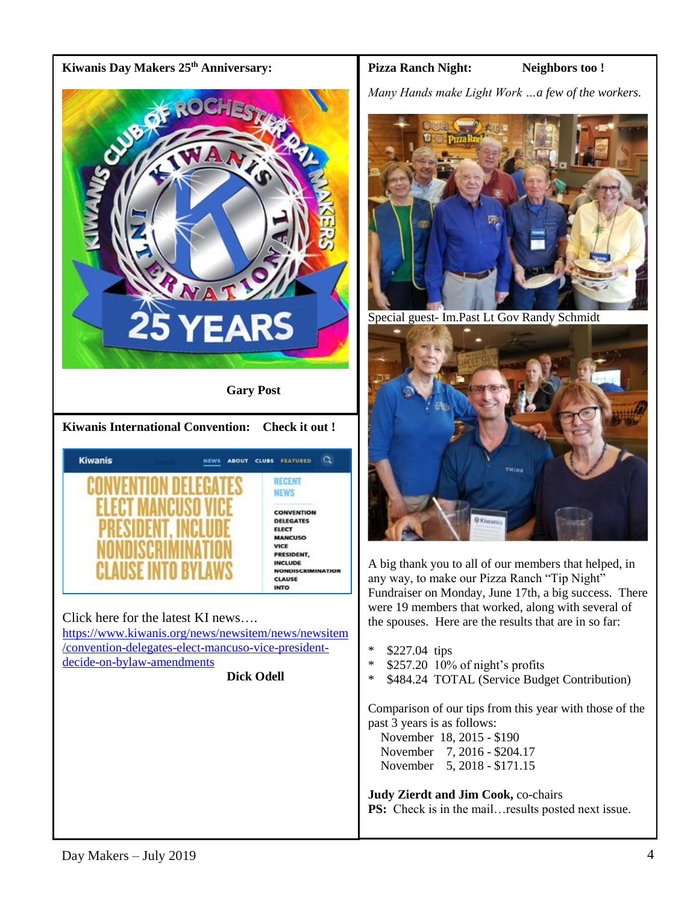**Kiwanis Day Makers 25th Anniversary:**

**Gary Post**

**Kiwanis International Convention: Check it out !**

Click here for the latest KI news….
[https://www.kiwanis.org/news/newsitem/news/newsitem/convention-delegates-elect-mancuso-vice-president-decide-on-bylaw-amendments](https://www.kiwanis.org/news/newsitem/news/newsitem/convention-delegates-elect-mancuso-vice-president-decide-on-bylaw-amendments)

**Dick Odell**

**Pizza Ranch Night: Neighbors too !**

*Many Hands make Light Work …a few of the workers.*

Special guest- Im.Past Lt Gov Randy Schmidt

A big thank you to all of our members that helped, in any way, to make our Pizza Ranch "Tip Night" Fundraiser on Monday, June 17th, a big success. There were 19 members that worked, along with several of the spouses. Here are the results that are in so far:

* $227.04 tips
* $257.20 10% of night's profits
* $484.24 TOTAL (Service Budget Contribution)

Comparison of our tips from this year with those of the past 3 years is as follows:

November 18, 2015 - $190
November 7, 2016 - $204.17
November 5, 2018 - $171.15

**Judy Zierdt and Jim Cook,** co-chairs
**PS:** Check is in the mail…results posted next issue.